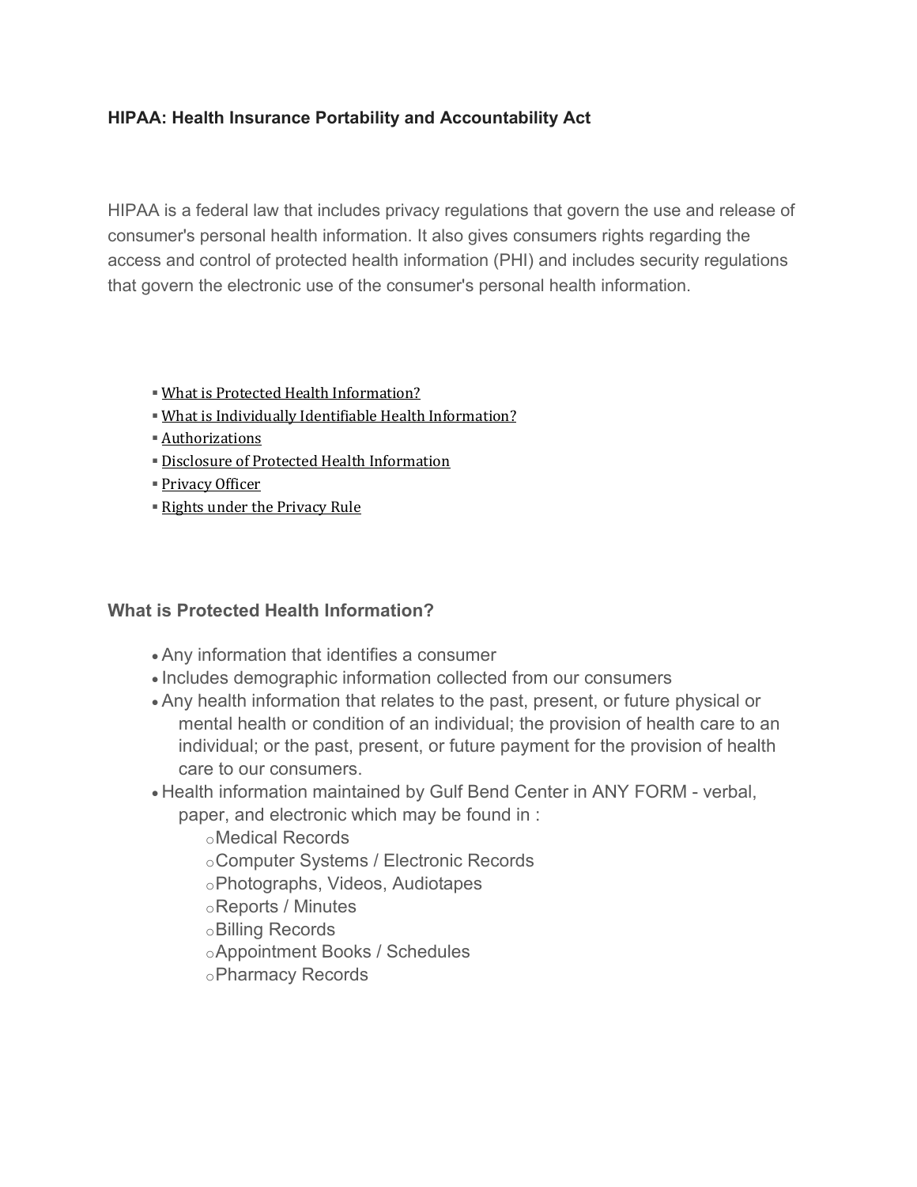**HIPAA: Health Insurance Portability and Accountability Act**

HIPAA is a federal law that includes privacy regulations that govern the use and release of consumer's personal health information. It also gives consumers rights regarding the access and control of protected health information (PHI) and includes security regulations that govern the electronic use of the consumer's personal health information.

- What is Protected Health Information?
- What is Individually Identifiable Health Information?
- Authorizations
- Disclosure of Protected Health Information
- Privacy Officer
- Rights under the Privacy Rule

### What is Protected Health Information?

- Any information that identifies a consumer
- Includes demographic information collected from our consumers
- Any health information that relates to the past, present, or future physical or mental health or condition of an individual; the provision of health care to an individual; or the past, present, or future payment for the provision of health care to our consumers.
- Health information maintained by Gulf Bend Center in ANY FORM - verbal, paper, and electronic which may be found in :
  - Medical Records
  - Computer Systems / Electronic Records
  - Photographs, Videos, Audiotapes
  - Reports / Minutes
  - Billing Records
  - Appointment Books / Schedules
  - Pharmacy Records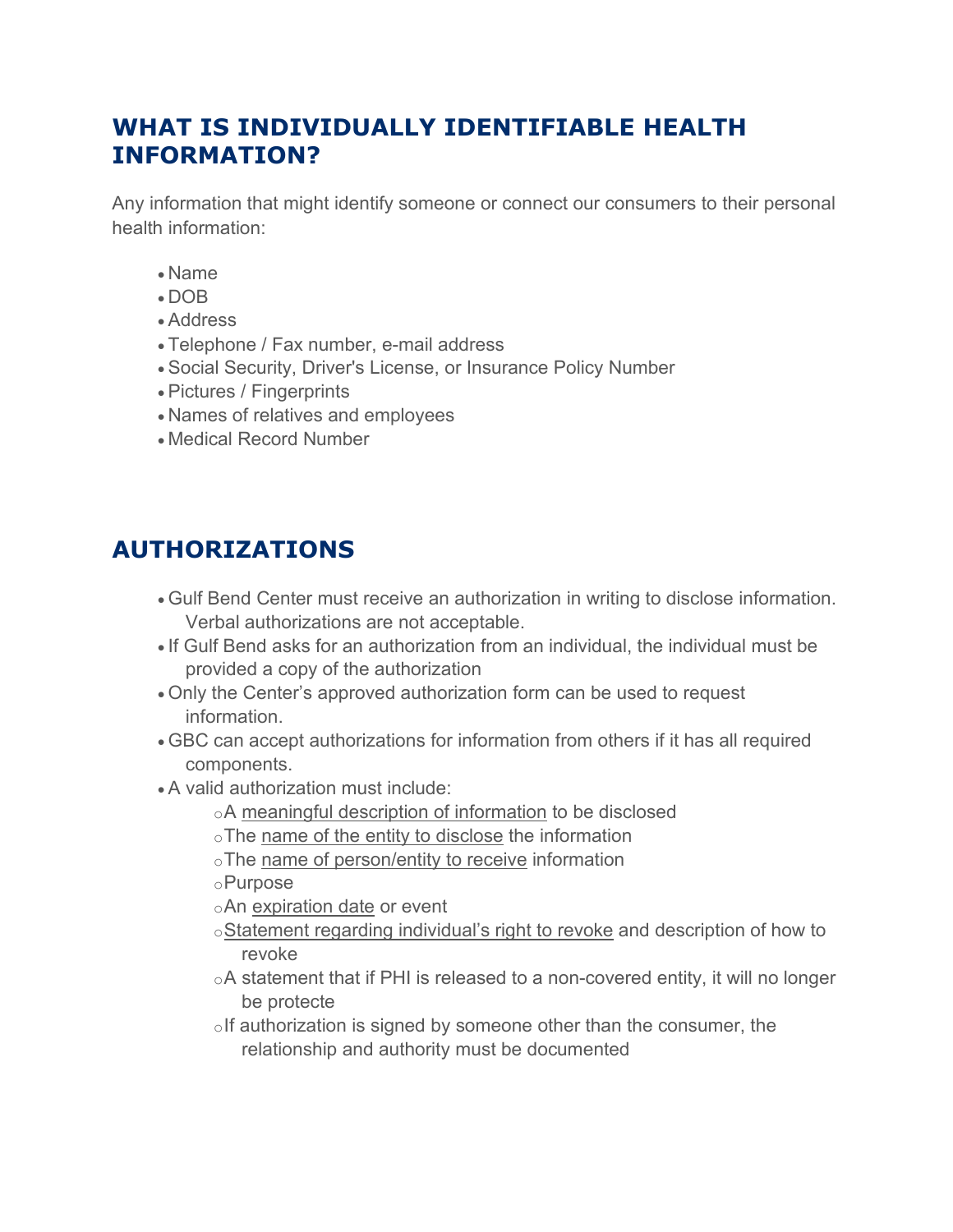## WHAT IS INDIVIDUALLY IDENTIFIABLE HEALTH INFORMATION?

Any information that might identify someone or connect our consumers to their personal health information:

- Name
- DOB
- Address
- Telephone / Fax number, e-mail address
- Social Security, Driver's License, or Insurance Policy Number
- Pictures / Fingerprints
- Names of relatives and employees
- Medical Record Number

## AUTHORIZATIONS

- Gulf Bend Center must receive an authorization in writing to disclose information. Verbal authorizations are not acceptable.
- If Gulf Bend asks for an authorization from an individual, the individual must be provided a copy of the authorization
- Only the Center's approved authorization form can be used to request information.
- GBC can accept authorizations for information from others if it has all required components.
- A valid authorization must include:
  - A meaningful description of information to be disclosed
  - The name of the entity to disclose the information
  - The name of person/entity to receive information
  - Purpose
  - An expiration date or event
  - Statement regarding individual's right to revoke and description of how to revoke
  - A statement that if PHI is released to a non-covered entity, it will no longer be protecte
  - If authorization is signed by someone other than the consumer, the relationship and authority must be documented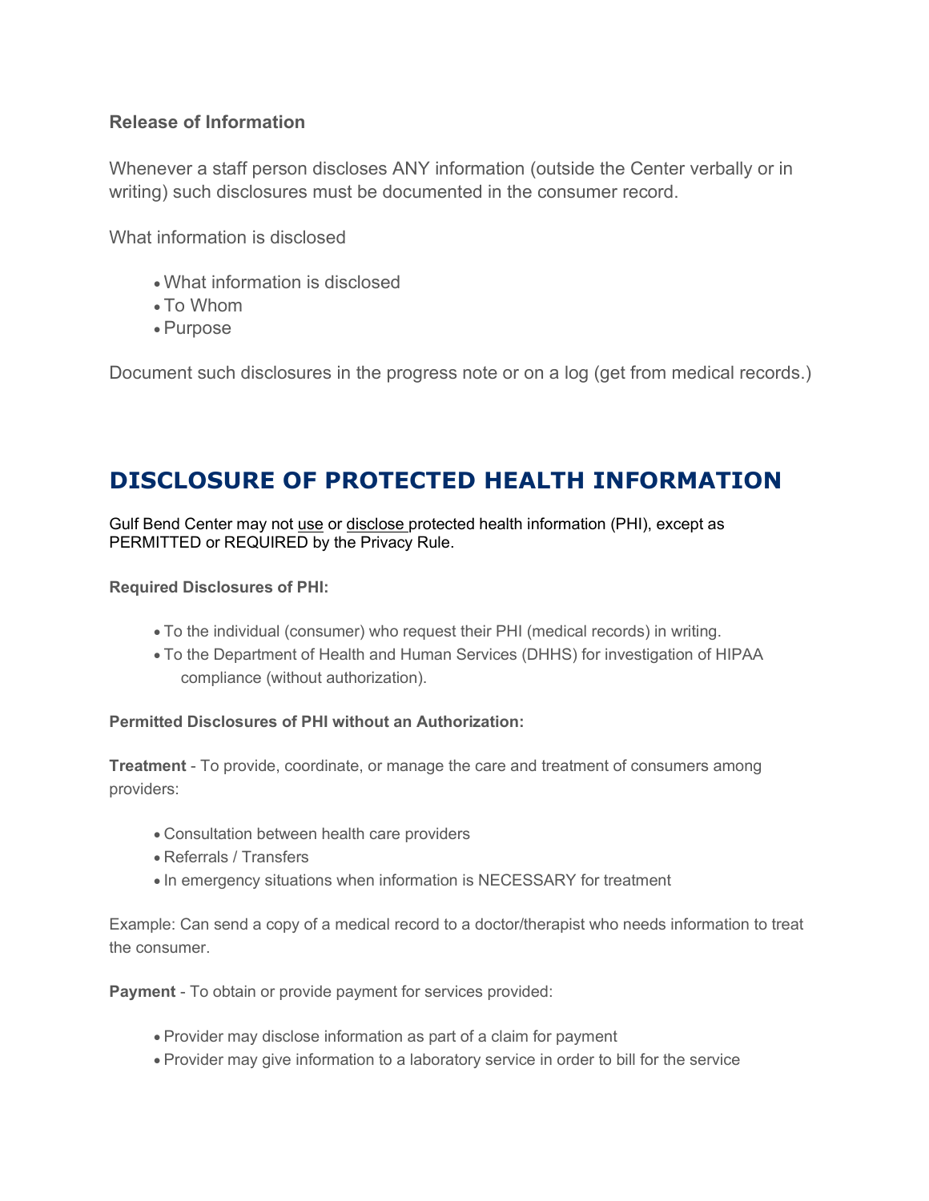**Release of Information**

Whenever a staff person discloses ANY information (outside the Center verbally or in writing) such disclosures must be documented in the consumer record.

What information is disclosed

- What information is disclosed
- To Whom
- Purpose

Document such disclosures in the progress note or on a log (get from medical records.)

## DISCLOSURE OF PROTECTED HEALTH INFORMATION

Gulf Bend Center may not use or disclose protected health information (PHI), except as PERMITTED or REQUIRED by the Privacy Rule.

**Required Disclosures of PHI:**

- To the individual (consumer) who request their PHI (medical records) in writing.
- To the Department of Health and Human Services (DHHS) for investigation of HIPAA compliance (without authorization).

**Permitted Disclosures of PHI without an Authorization:**

**Treatment** - To provide, coordinate, or manage the care and treatment of consumers among providers:

- Consultation between health care providers
- Referrals / Transfers
- In emergency situations when information is NECESSARY for treatment

Example: Can send a copy of a medical record to a doctor/therapist who needs information to treat the consumer.

**Payment** - To obtain or provide payment for services provided:

- Provider may disclose information as part of a claim for payment
- Provider may give information to a laboratory service in order to bill for the service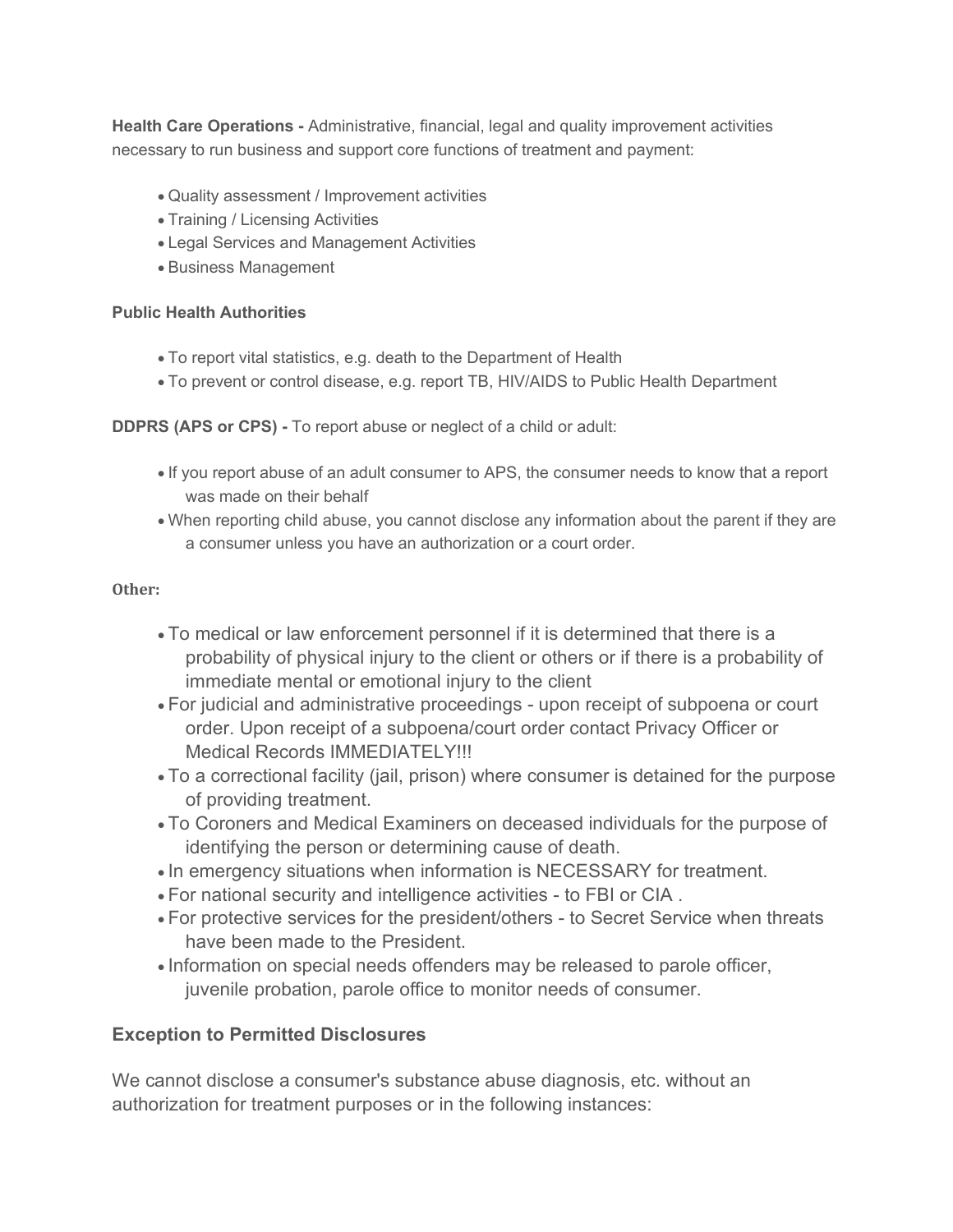**Health Care Operations -** Administrative, financial, legal and quality improvement activities necessary to run business and support core functions of treatment and payment:

- Quality assessment / Improvement activities
- Training / Licensing Activities
- Legal Services and Management Activities
- Business Management

**Public Health Authorities**

- To report vital statistics, e.g. death to the Department of Health
- To prevent or control disease, e.g. report TB, HIV/AIDS to Public Health Department

**DDPRS (APS or CPS) -** To report abuse or neglect of a child or adult:

- If you report abuse of an adult consumer to APS, the consumer needs to know that a report was made on their behalf
- When reporting child abuse, you cannot disclose any information about the parent if they are a consumer unless you have an authorization or a court order.

**Other:**

- To medical or law enforcement personnel if it is determined that there is a probability of physical injury to the client or others or if there is a probability of immediate mental or emotional injury to the client
- For judicial and administrative proceedings - upon receipt of subpoena or court order. Upon receipt of a subpoena/court order contact Privacy Officer or Medical Records IMMEDIATELY!!!
- To a correctional facility (jail, prison) where consumer is detained for the purpose of providing treatment.
- To Coroners and Medical Examiners on deceased individuals for the purpose of identifying the person or determining cause of death.
- In emergency situations when information is NECESSARY for treatment.
- For national security and intelligence activities - to FBI or CIA .
- For protective services for the president/others - to Secret Service when threats have been made to the President.
- Information on special needs offenders may be released to parole officer, juvenile probation, parole office to monitor needs of consumer.

## Exception to Permitted Disclosures

We cannot disclose a consumer's substance abuse diagnosis, etc. without an authorization for treatment purposes or in the following instances: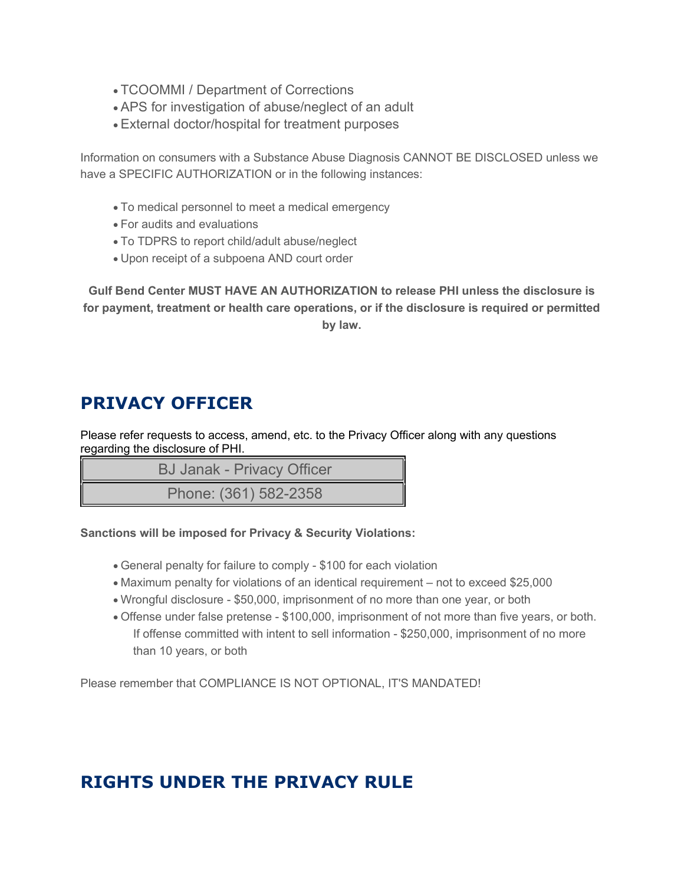- TCOOMMI / Department of Corrections
- APS for investigation of abuse/neglect of an adult
- External doctor/hospital for treatment purposes

Information on consumers with a Substance Abuse Diagnosis CANNOT BE DISCLOSED unless we have a SPECIFIC AUTHORIZATION or in the following instances:

- To medical personnel to meet a medical emergency
- For audits and evaluations
- To TDPRS to report child/adult abuse/neglect
- Upon receipt of a subpoena AND court order

**Gulf Bend Center MUST HAVE AN AUTHORIZATION to release PHI unless the disclosure is for payment, treatment or health care operations, or if the disclosure is required or permitted by law.**

## PRIVACY OFFICER

Please refer requests to access, amend, etc. to the Privacy Officer along with any questions regarding the disclosure of PHI.

| BJ Janak - Privacy Officer |
| --- |
| Phone: (361) 582-2358 |

**Sanctions will be imposed for Privacy & Security Violations:**

- General penalty for failure to comply - $100 for each violation
- Maximum penalty for violations of an identical requirement – not to exceed $25,000
- Wrongful disclosure - $50,000, imprisonment of no more than one year, or both
- Offense under false pretense - $100,000, imprisonment of not more than five years, or both. If offense committed with intent to sell information - $250,000, imprisonment of no more than 10 years, or both

Please remember that COMPLIANCE IS NOT OPTIONAL, IT'S MANDATED!

## RIGHTS UNDER THE PRIVACY RULE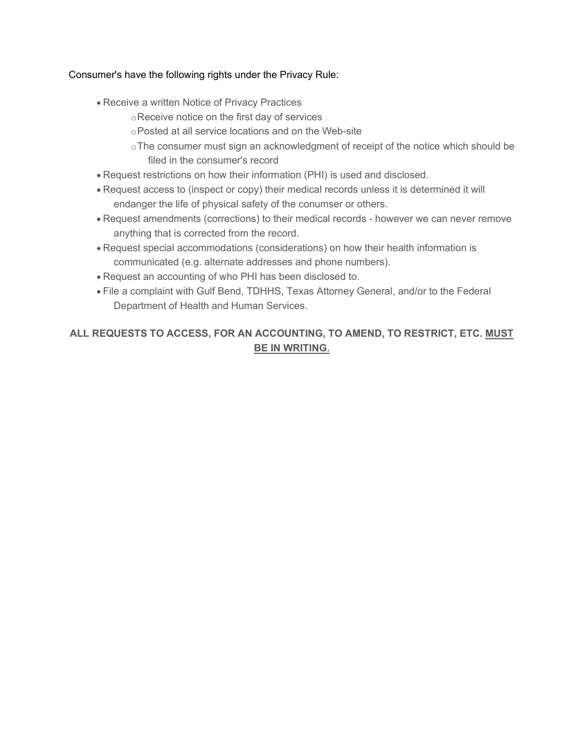Consumer's have the following rights under the Privacy Rule:

- Receive a written Notice of Privacy Practices
  - Receive notice on the first day of services
  - Posted at all service locations and on the Web-site
  - The consumer must sign an acknowledgment of receipt of the notice which should be filed in the consumer's record
- Request restrictions on how their information (PHI) is used and disclosed.
- Request access to (inspect or copy) their medical records unless it is determined it will endanger the life of physical safety of the conumser or others.
- Request amendments (corrections) to their medical records - however we can never remove anything that is corrected from the record.
- Request special accommodations (considerations) on how their health information is communicated (e.g. alternate addresses and phone numbers).
- Request an accounting of who PHI has been disclosed to.
- File a complaint with Gulf Bend, TDHHS, Texas Attorney General, and/or to the Federal Department of Health and Human Services.

**ALL REQUESTS TO ACCESS, FOR AN ACCOUNTING, TO AMEND, TO RESTRICT, ETC. <u>MUST BE IN WRITING.</u>**